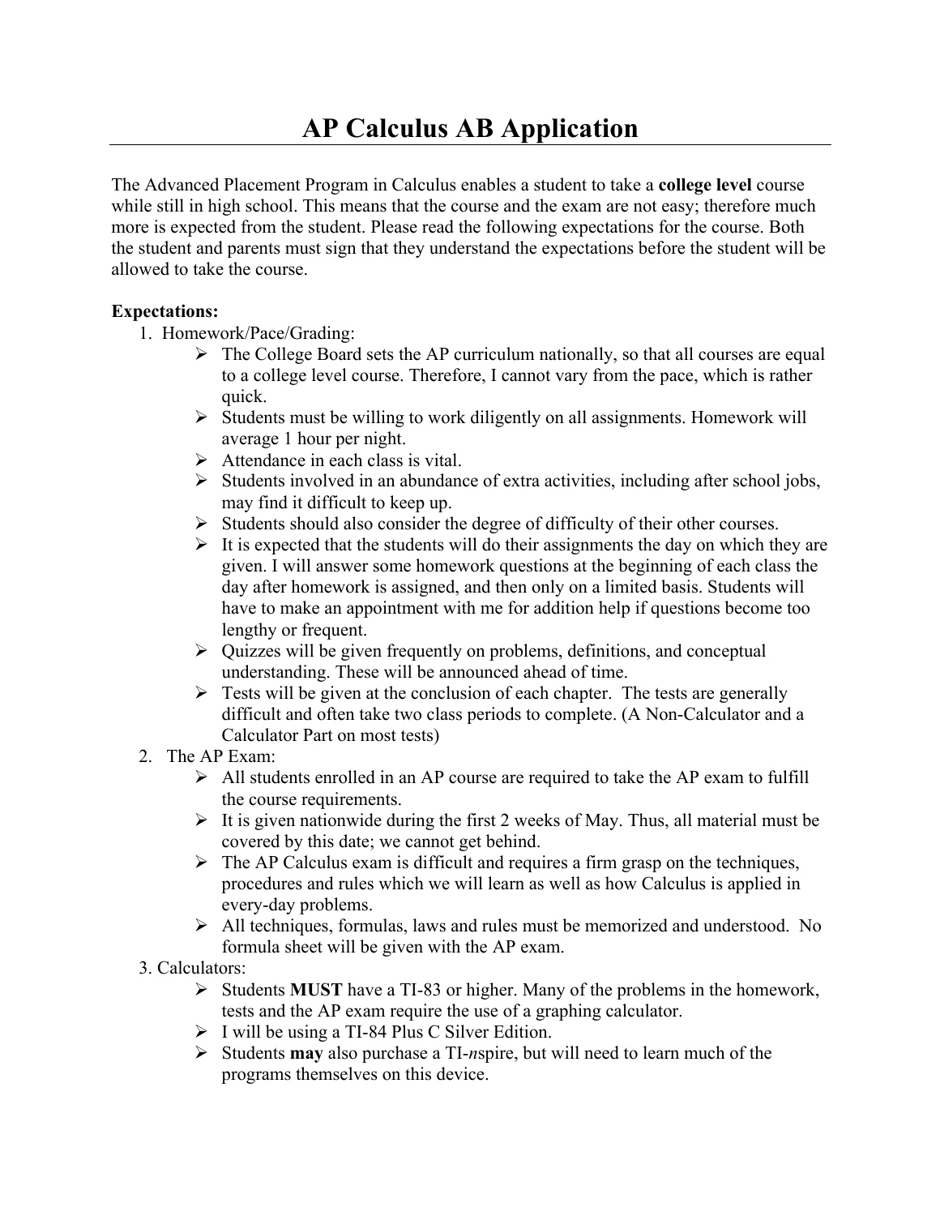# AP Calculus AB Application

The Advanced Placement Program in Calculus enables a student to take a **college level** course while still in high school. This means that the course and the exam are not easy; therefore much more is expected from the student. Please read the following expectations for the course. Both the student and parents must sign that they understand the expectations before the student will be allowed to take the course.

**Expectations:**

1. Homework/Pace/Grading:
   - The College Board sets the AP curriculum nationally, so that all courses are equal to a college level course. Therefore, I cannot vary from the pace, which is rather quick.
   - Students must be willing to work diligently on all assignments. Homework will average 1 hour per night.
   - Attendance in each class is vital.
   - Students involved in an abundance of extra activities, including after school jobs, may find it difficult to keep up.
   - Students should also consider the degree of difficulty of their other courses.
   - It is expected that the students will do their assignments the day on which they are given. I will answer some homework questions at the beginning of each class the day after homework is assigned, and then only on a limited basis. Students will have to make an appointment with me for addition help if questions become too lengthy or frequent.
   - Quizzes will be given frequently on problems, definitions, and conceptual understanding. These will be announced ahead of time.
   - Tests will be given at the conclusion of each chapter. The tests are generally difficult and often take two class periods to complete. (A Non-Calculator and a Calculator Part on most tests)
2. The AP Exam:
   - All students enrolled in an AP course are required to take the AP exam to fulfill the course requirements.
   - It is given nationwide during the first 2 weeks of May. Thus, all material must be covered by this date; we cannot get behind.
   - The AP Calculus exam is difficult and requires a firm grasp on the techniques, procedures and rules which we will learn as well as how Calculus is applied in every-day problems.
   - All techniques, formulas, laws and rules must be memorized and understood. No formula sheet will be given with the AP exam.
3. Calculators:
   - Students **MUST** have a TI-83 or higher. Many of the problems in the homework, tests and the AP exam require the use of a graphing calculator.
   - I will be using a TI-84 Plus C Silver Edition.
   - Students **may** also purchase a TI-*n*spire, but will need to learn much of the programs themselves on this device.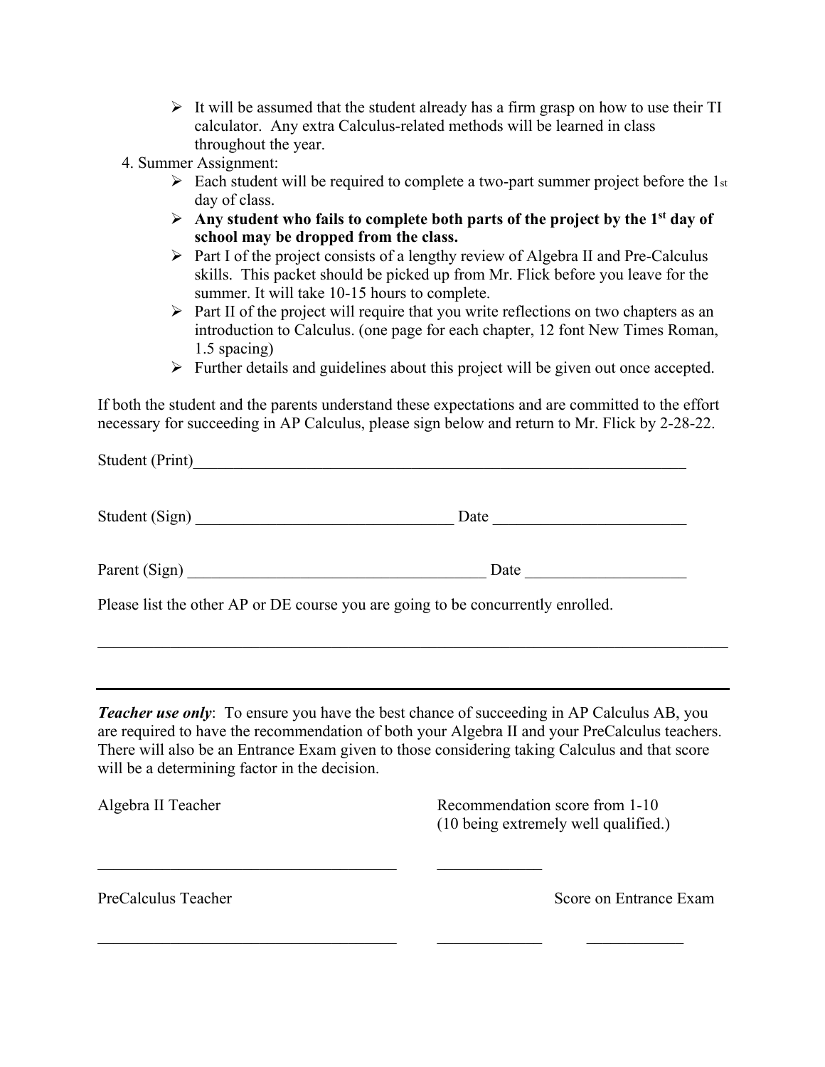- It will be assumed that the student already has a firm grasp on how to use their TI calculator. Any extra Calculus-related methods will be learned in class throughout the year.

4. Summer Assignment:
   - Each student will be required to complete a two-part summer project before the 1st day of class.
   - **Any student who fails to complete both parts of the project by the 1st day of school may be dropped from the class.**
   - Part I of the project consists of a lengthy review of Algebra II and Pre-Calculus skills. This packet should be picked up from Mr. Flick before you leave for the summer. It will take 10-15 hours to complete.
   - Part II of the project will require that you write reflections on two chapters as an introduction to Calculus. (one page for each chapter, 12 font New Times Roman, 1.5 spacing)
   - Further details and guidelines about this project will be given out once accepted.

If both the student and the parents understand these expectations and are committed to the effort necessary for succeeding in AP Calculus, please sign below and return to Mr. Flick by 2-28-22.

Student (Print)_______________________________________________

Student (Sign) ______________________________ Date ______________________

Parent (Sign) __________________________________ Date __________________

Please list the other AP or DE course you are going to be concurrently enrolled.

_______________________________________________________________________

---

***Teacher use only***: To ensure you have the best chance of succeeding in AP Calculus AB, you are required to have the recommendation of both your Algebra II and your PreCalculus teachers. There will also be an Entrance Exam given to those considering taking Calculus and that score will be a determining factor in the decision.

Algebra II Teacher — Recommendation score from 1-10 (10 being extremely well qualified.)

_________________________________ ____________

PreCalculus Teacher — Score on Entrance Exam

_________________________________ ____________ ____________